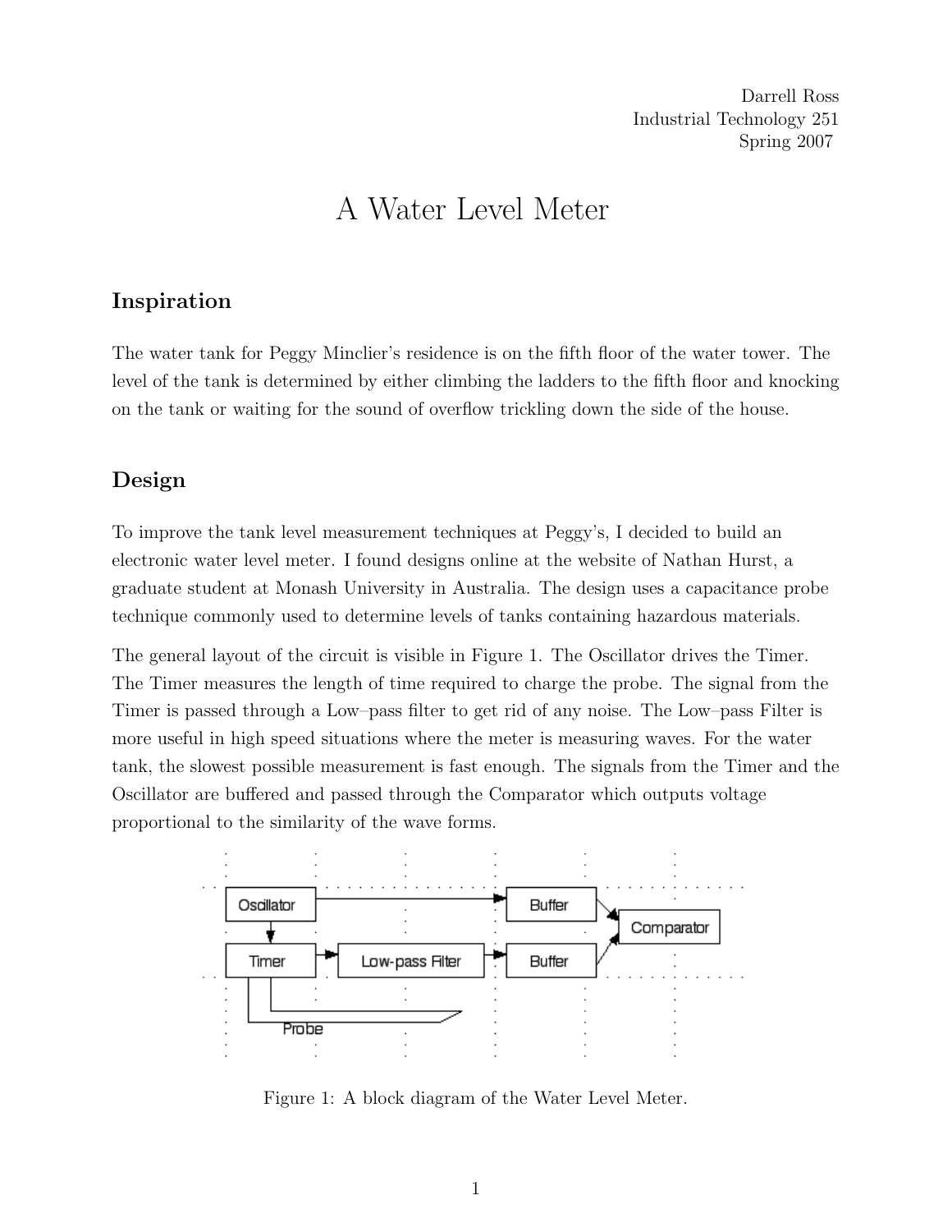Darrell Ross
Industrial Technology 251
Spring 2007

# A Water Level Meter

## Inspiration

The water tank for Peggy Minclier's residence is on the fifth floor of the water tower. The level of the tank is determined by either climbing the ladders to the fifth floor and knocking on the tank or waiting for the sound of overflow trickling down the side of the house.

## Design

To improve the tank level measurement techniques at Peggy's, I decided to build an electronic water level meter. I found designs online at the website of Nathan Hurst, a graduate student at Monash University in Australia. The design uses a capacitance probe technique commonly used to determine levels of tanks containing hazardous materials.

The general layout of the circuit is visible in Figure 1. The Oscillator drives the Timer. The Timer measures the length of time required to charge the probe. The signal from the Timer is passed through a Low–pass filter to get rid of any noise. The Low–pass Filter is more useful in high speed situations where the meter is measuring waves. For the water tank, the slowest possible measurement is fast enough. The signals from the Timer and the Oscillator are buffered and passed through the Comparator which outputs voltage proportional to the similarity of the wave forms.

Figure 1: A block diagram of the Water Level Meter.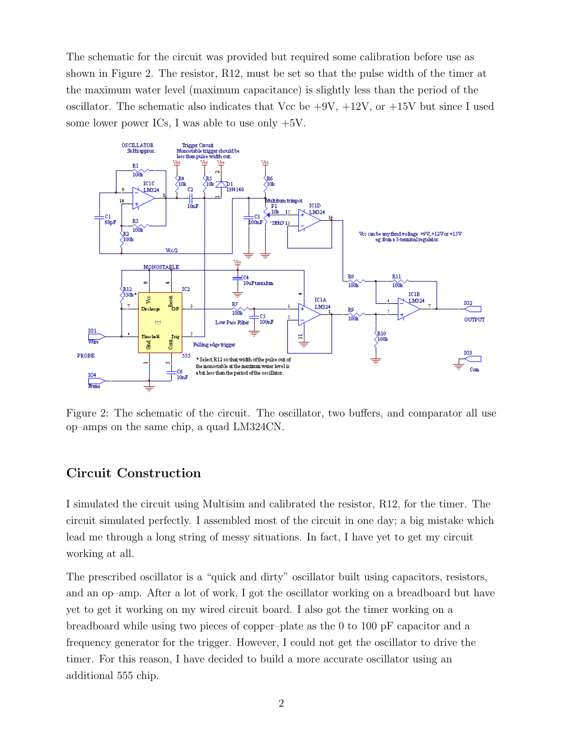The schematic for the circuit was provided but required some calibration before use as shown in Figure 2. The resistor, R12, must be set so that the pulse width of the timer at the maximum water level (maximum capacitance) is slightly less than the period of the oscillator. The schematic also indicates that Vcc be +9V, +12V, or +15V but since I used some lower power ICs, I was able to use only +5V.

Figure 2: The schematic of the circuit. The oscillator, two buffers, and comparator all use op–amps on the same chip, a quad LM324CN.

## Circuit Construction

I simulated the circuit using Multisim and calibrated the resistor, R12, for the timer. The circuit simulated perfectly. I assembled most of the circuit in one day; a big mistake which lead me through a long string of messy situations. In fact, I have yet to get my circuit working at all.

The prescribed oscillator is a "quick and dirty" oscillator built using capacitors, resistors, and an op–amp. After a lot of work, I got the oscillator working on a breadboard but have yet to get it working on my wired circuit board. I also got the timer working on a breadboard while using two pieces of copper–plate as the 0 to 100 pF capacitor and a frequency generator for the trigger. However, I could not get the oscillator to drive the timer. For this reason, I have decided to build a more accurate oscillator using an additional 555 chip.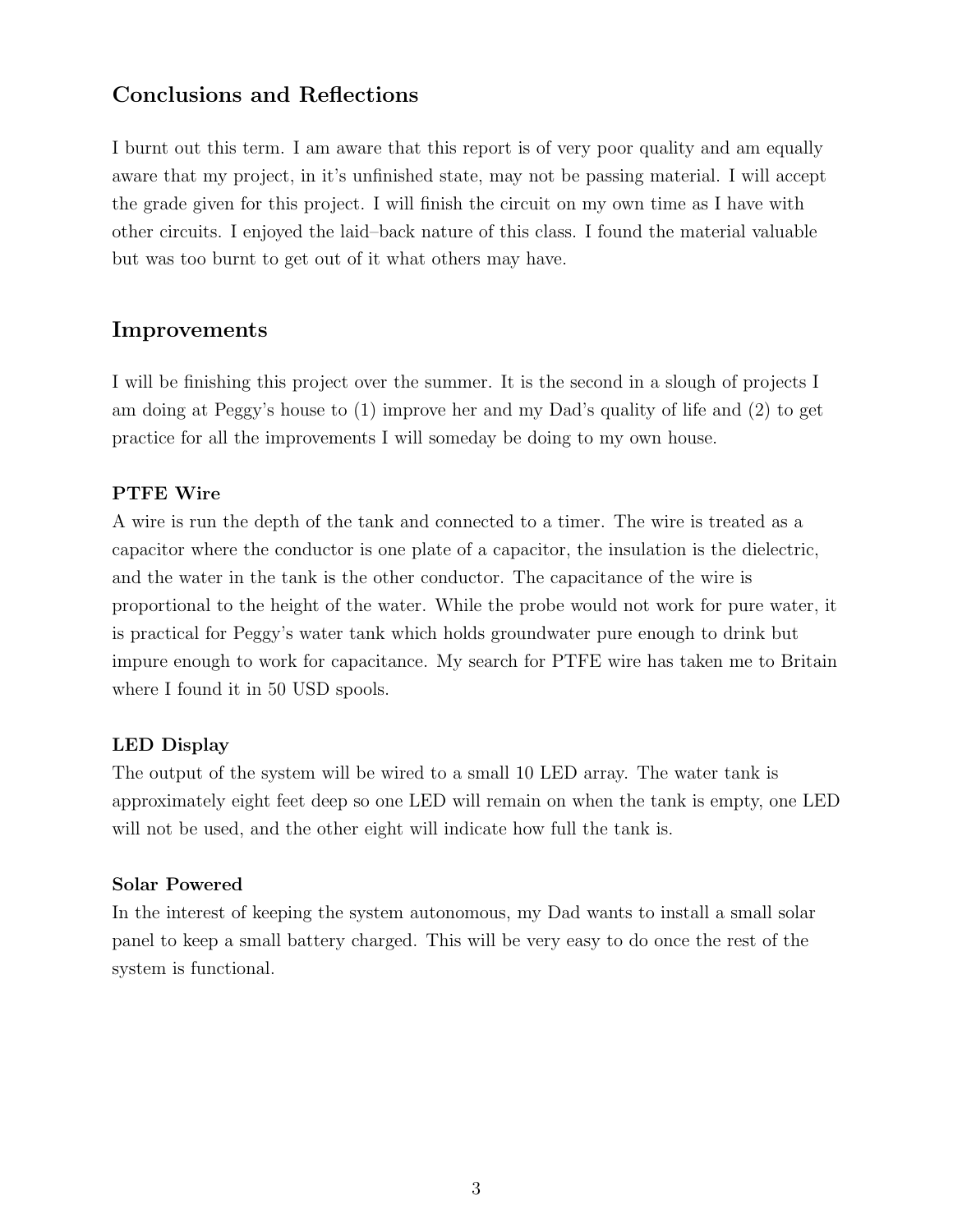## Conclusions and Reflections

I burnt out this term. I am aware that this report is of very poor quality and am equally aware that my project, in it's unfinished state, may not be passing material. I will accept the grade given for this project. I will finish the circuit on my own time as I have with other circuits. I enjoyed the laid–back nature of this class. I found the material valuable but was too burnt to get out of it what others may have.

## Improvements

I will be finishing this project over the summer. It is the second in a slough of projects I am doing at Peggy's house to (1) improve her and my Dad's quality of life and (2) to get practice for all the improvements I will someday be doing to my own house.

### PTFE Wire

A wire is run the depth of the tank and connected to a timer. The wire is treated as a capacitor where the conductor is one plate of a capacitor, the insulation is the dielectric, and the water in the tank is the other conductor. The capacitance of the wire is proportional to the height of the water. While the probe would not work for pure water, it is practical for Peggy's water tank which holds groundwater pure enough to drink but impure enough to work for capacitance. My search for PTFE wire has taken me to Britain where I found it in 50 USD spools.

### LED Display

The output of the system will be wired to a small 10 LED array. The water tank is approximately eight feet deep so one LED will remain on when the tank is empty, one LED will not be used, and the other eight will indicate how full the tank is.

### Solar Powered

In the interest of keeping the system autonomous, my Dad wants to install a small solar panel to keep a small battery charged. This will be very easy to do once the rest of the system is functional.